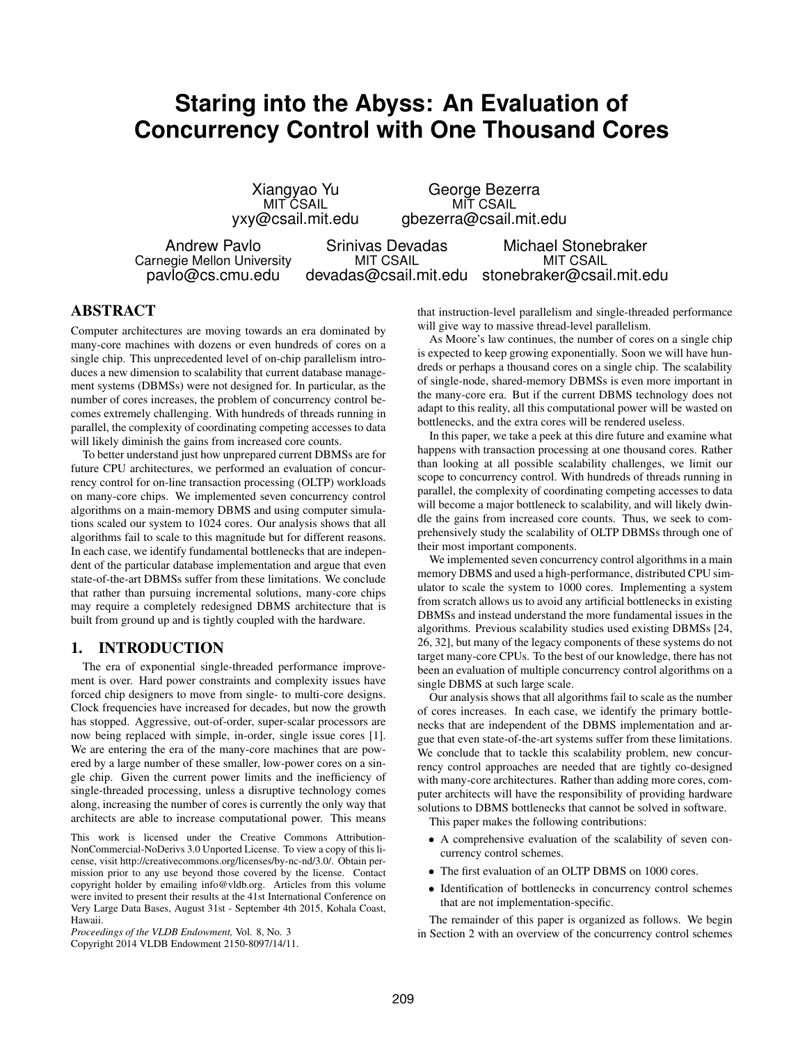# Staring into the Abyss: An Evaluation of Concurrency Control with One Thousand Cores

Xiangyao Yu
MIT CSAIL
yxy@csail.mit.edu

George Bezerra
MIT CSAIL
gbezerra@csail.mit.edu

Andrew Pavlo
Carnegie Mellon University
pavlo@cs.cmu.edu

Srinivas Devadas
MIT CSAIL
devadas@csail.mit.edu

Michael Stonebraker
MIT CSAIL
stonebraker@csail.mit.edu

## ABSTRACT

Computer architectures are moving towards an era dominated by many-core machines with dozens or even hundreds of cores on a single chip. This unprecedented level of on-chip parallelism introduces a new dimension to scalability that current database management systems (DBMSs) were not designed for. In particular, as the number of cores increases, the problem of concurrency control becomes extremely challenging. With hundreds of threads running in parallel, the complexity of coordinating competing accesses to data will likely diminish the gains from increased core counts.

To better understand just how unprepared current DBMSs are for future CPU architectures, we performed an evaluation of concurrency control for on-line transaction processing (OLTP) workloads on many-core chips. We implemented seven concurrency control algorithms on a main-memory DBMS and using computer simulations scaled our system to 1024 cores. Our analysis shows that all algorithms fail to scale to this magnitude but for different reasons. In each case, we identify fundamental bottlenecks that are independent of the particular database implementation and argue that even state-of-the-art DBMSs suffer from these limitations. We conclude that rather than pursuing incremental solutions, many-core chips may require a completely redesigned DBMS architecture that is built from ground up and is tightly coupled with the hardware.

## 1. INTRODUCTION

The era of exponential single-threaded performance improvement is over. Hard power constraints and complexity issues have forced chip designers to move from single- to multi-core designs. Clock frequencies have increased for decades, but now the growth has stopped. Aggressive, out-of-order, super-scalar processors are now being replaced with simple, in-order, single issue cores [1]. We are entering the era of the many-core machines that are powered by a large number of these smaller, low-power cores on a single chip. Given the current power limits and the inefficiency of single-threaded processing, unless a disruptive technology comes along, increasing the number of cores is currently the only way that architects are able to increase computational power. This means that instruction-level parallelism and single-threaded performance will give way to massive thread-level parallelism.

As Moore's law continues, the number of cores on a single chip is expected to keep growing exponentially. Soon we will have hundreds or perhaps a thousand cores on a single chip. The scalability of single-node, shared-memory DBMSs is even more important in the many-core era. But if the current DBMS technology does not adapt to this reality, all this computational power will be wasted on bottlenecks, and the extra cores will be rendered useless.

In this paper, we take a peek at this dire future and examine what happens with transaction processing at one thousand cores. Rather than looking at all possible scalability challenges, we limit our scope to concurrency control. With hundreds of threads running in parallel, the complexity of coordinating competing accesses to data will become a major bottleneck to scalability, and will likely dwindle the gains from increased core counts. Thus, we seek to comprehensively study the scalability of OLTP DBMSs through one of their most important components.

We implemented seven concurrency control algorithms in a main memory DBMS and used a high-performance, distributed CPU simulator to scale the system to 1000 cores. Implementing a system from scratch allows us to avoid any artificial bottlenecks in existing DBMSs and instead understand the more fundamental issues in the algorithms. Previous scalability studies used existing DBMSs [24, 26, 32], but many of the legacy components of these systems do not target many-core CPUs. To the best of our knowledge, there has not been an evaluation of multiple concurrency control algorithms on a single DBMS at such large scale.

Our analysis shows that all algorithms fail to scale as the number of cores increases. In each case, we identify the primary bottlenecks that are independent of the DBMS implementation and argue that even state-of-the-art systems suffer from these limitations. We conclude that to tackle this scalability problem, new concurrency control approaches are needed that are tightly co-designed with many-core architectures. Rather than adding more cores, computer architects will have the responsibility of providing hardware solutions to DBMS bottlenecks that cannot be solved in software.

This paper makes the following contributions:

- A comprehensive evaluation of the scalability of seven concurrency control schemes.
- The first evaluation of an OLTP DBMS on 1000 cores.
- Identification of bottlenecks in concurrency control schemes that are not implementation-specific.

The remainder of this paper is organized as follows. We begin in Section 2 with an overview of the concurrency control schemes

This work is licensed under the Creative Commons Attribution-NonCommercial-NoDerivs 3.0 Unported License. To view a copy of this license, visit http://creativecommons.org/licenses/by-nc-nd/3.0/. Obtain permission prior to any use beyond those covered by the license. Contact copyright holder by emailing info@vldb.org. Articles from this volume were invited to present their results at the 41st International Conference on Very Large Data Bases, August 31st - September 4th 2015, Kohala Coast, Hawaii.
*Proceedings of the VLDB Endowment,* Vol. 8, No. 3
Copyright 2014 VLDB Endowment 2150-8097/14/11.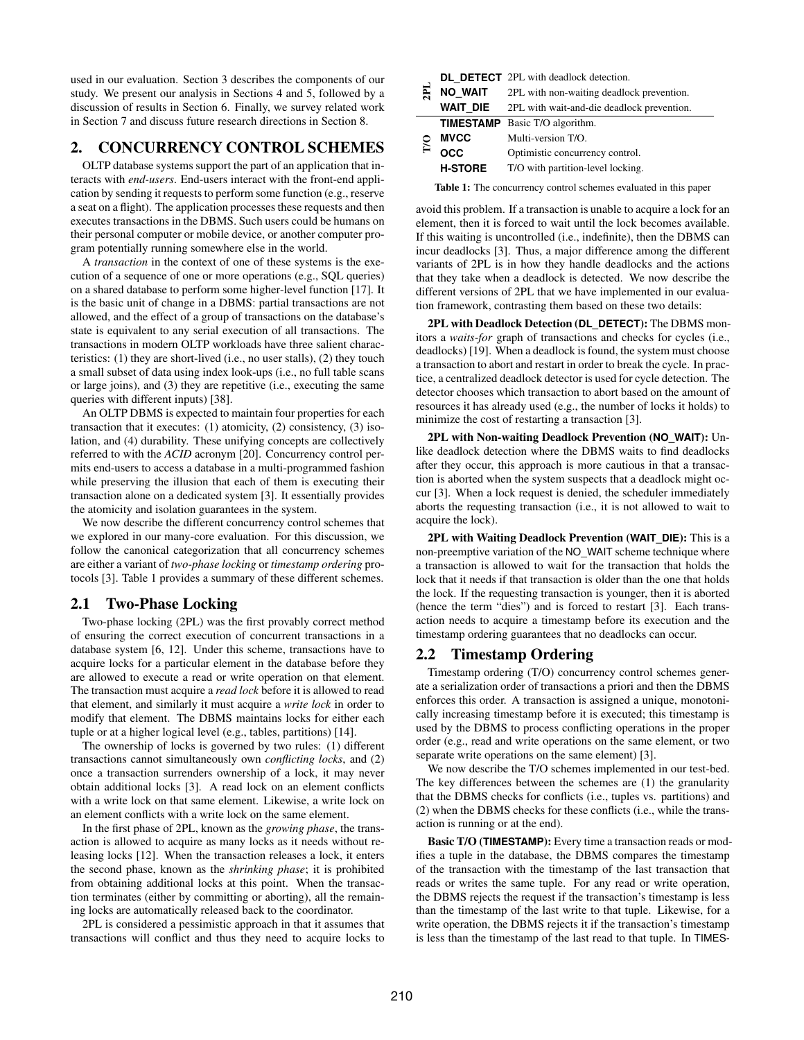used in our evaluation. Section 3 describes the components of our study. We present our analysis in Sections 4 and 5, followed by a discussion of results in Section 6. Finally, we survey related work in Section 7 and discuss future research directions in Section 8.

## 2. CONCURRENCY CONTROL SCHEMES

OLTP database systems support the part of an application that interacts with *end-users*. End-users interact with the front-end application by sending it requests to perform some function (e.g., reserve a seat on a flight). The application processes these requests and then executes transactions in the DBMS. Such users could be humans on their personal computer or mobile device, or another computer program potentially running somewhere else in the world.

A *transaction* in the context of one of these systems is the execution of a sequence of one or more operations (e.g., SQL queries) on a shared database to perform some higher-level function [17]. It is the basic unit of change in a DBMS: partial transactions are not allowed, and the effect of a group of transactions on the database's state is equivalent to any serial execution of all transactions. The transactions in modern OLTP workloads have three salient characteristics: (1) they are short-lived (i.e., no user stalls), (2) they touch a small subset of data using index look-ups (i.e., no full table scans or large joins), and (3) they are repetitive (i.e., executing the same queries with different inputs) [38].

An OLTP DBMS is expected to maintain four properties for each transaction that it executes: (1) atomicity, (2) consistency, (3) isolation, and (4) durability. These unifying concepts are collectively referred to with the *ACID* acronym [20]. Concurrency control permits end-users to access a database in a multi-programmed fashion while preserving the illusion that each of them is executing their transaction alone on a dedicated system [3]. It essentially provides the atomicity and isolation guarantees in the system.

We now describe the different concurrency control schemes that we explored in our many-core evaluation. For this discussion, we follow the canonical categorization that all concurrency schemes are either a variant of *two-phase locking* or *timestamp ordering* protocols [3]. Table 1 provides a summary of these different schemes.

| | | |
|---|---|---|
| 2PL | **DL_DETECT** | 2PL with deadlock detection. |
| | **NO_WAIT** | 2PL with non-waiting deadlock prevention. |
| | **WAIT_DIE** | 2PL with wait-and-die deadlock prevention. |
| T/O | **TIMESTAMP** | Basic T/O algorithm. |
| | **MVCC** | Multi-version T/O. |
| | **OCC** | Optimistic concurrency control. |
| | **H-STORE** | T/O with partition-level locking. |

**Table 1:** The concurrency control schemes evaluated in this paper

### 2.1 Two-Phase Locking

Two-phase locking (2PL) was the first provably correct method of ensuring the correct execution of concurrent transactions in a database system [6, 12]. Under this scheme, transactions have to acquire locks for a particular element in the database before they are allowed to execute a read or write operation on that element. The transaction must acquire a *read lock* before it is allowed to read that element, and similarly it must acquire a *write lock* in order to modify that element. The DBMS maintains locks for either each tuple or at a higher logical level (e.g., tables, partitions) [14].

The ownership of locks is governed by two rules: (1) different transactions cannot simultaneously own *conflicting locks*, and (2) once a transaction surrenders ownership of a lock, it may never obtain additional locks [3]. A read lock on an element conflicts with a write lock on that same element. Likewise, a write lock on an element conflicts with a write lock on the same element.

In the first phase of 2PL, known as the *growing phase*, the transaction is allowed to acquire as many locks as it needs without releasing locks [12]. When the transaction releases a lock, it enters the second phase, known as the *shrinking phase*; it is prohibited from obtaining additional locks at this point. When the transaction terminates (either by committing or aborting), all the remaining locks are automatically released back to the coordinator.

2PL is considered a pessimistic approach in that it assumes that transactions will conflict and thus they need to acquire locks to avoid this problem. If a transaction is unable to acquire a lock for an element, then it is forced to wait until the lock becomes available. If this waiting is uncontrolled (i.e., indefinite), then the DBMS can incur deadlocks [3]. Thus, a major difference among the different variants of 2PL is in how they handle deadlocks and the actions that they take when a deadlock is detected. We now describe the different versions of 2PL that we have implemented in our evaluation framework, contrasting them based on these two details:

**2PL with Deadlock Detection (DL_DETECT):** The DBMS monitors a *waits-for* graph of transactions and checks for cycles (i.e., deadlocks) [19]. When a deadlock is found, the system must choose a transaction to abort and restart in order to break the cycle. In practice, a centralized deadlock detector is used for cycle detection. The detector chooses which transaction to abort based on the amount of resources it has already used (e.g., the number of locks it holds) to minimize the cost of restarting a transaction [3].

**2PL with Non-waiting Deadlock Prevention (NO_WAIT):** Unlike deadlock detection where the DBMS waits to find deadlocks after they occur, this approach is more cautious in that a transaction is aborted when the system suspects that a deadlock might occur [3]. When a lock request is denied, the scheduler immediately aborts the requesting transaction (i.e., it is not allowed to wait to acquire the lock).

**2PL with Waiting Deadlock Prevention (WAIT_DIE):** This is a non-preemptive variation of the NO_WAIT scheme technique where a transaction is allowed to wait for the transaction that holds the lock that it needs if that transaction is older than the one that holds the lock. If the requesting transaction is younger, then it is aborted (hence the term "dies") and is forced to restart [3]. Each transaction needs to acquire a timestamp before its execution and the timestamp ordering guarantees that no deadlocks can occur.

### 2.2 Timestamp Ordering

Timestamp ordering (T/O) concurrency control schemes generate a serialization order of transactions a priori and then the DBMS enforces this order. A transaction is assigned a unique, monotonically increasing timestamp before it is executed; this timestamp is used by the DBMS to process conflicting operations in the proper order (e.g., read and write operations on the same element, or two separate write operations on the same element) [3].

We now describe the T/O schemes implemented in our test-bed. The key differences between the schemes are (1) the granularity that the DBMS checks for conflicts (i.e., tuples vs. partitions) and (2) when the DBMS checks for these conflicts (i.e., while the transaction is running or at the end).

**Basic T/O (TIMESTAMP):** Every time a transaction reads or modifies a tuple in the database, the DBMS compares the timestamp of the transaction with the timestamp of the last transaction that reads or writes the same tuple. For any read or write operation, the DBMS rejects the request if the transaction's timestamp is less than the timestamp of the last write to that tuple. Likewise, for a write operation, the DBMS rejects it if the transaction's timestamp is less than the timestamp of the last read to that tuple. In TIMES-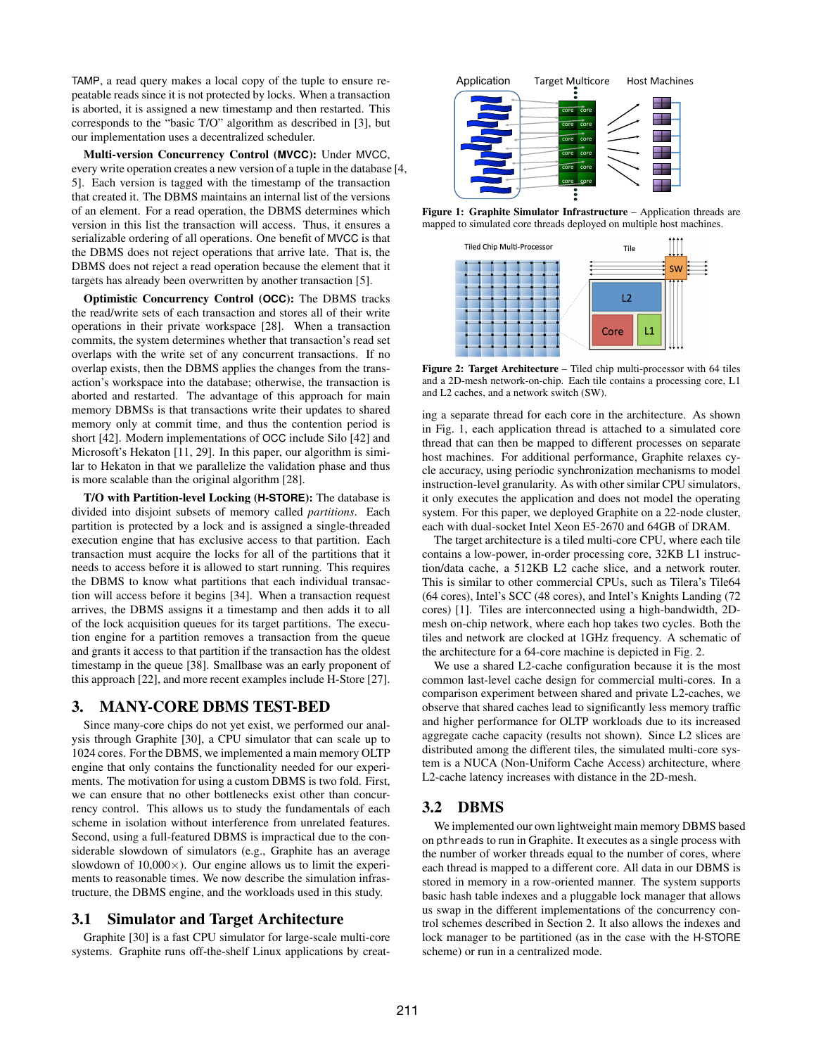TAMP, a read query makes a local copy of the tuple to ensure repeatable reads since it is not protected by locks. When a transaction is aborted, it is assigned a new timestamp and then restarted. This corresponds to the "basic T/O" algorithm as described in [3], but our implementation uses a decentralized scheduler.

**Multi-version Concurrency Control (MVCC):** Under MVCC, every write operation creates a new version of a tuple in the database [4, 5]. Each version is tagged with the timestamp of the transaction that created it. The DBMS maintains an internal list of the versions of an element. For a read operation, the DBMS determines which version in this list the transaction will access. Thus, it ensures a serializable ordering of all operations. One benefit of MVCC is that the DBMS does not reject operations that arrive late. That is, the DBMS does not reject a read operation because the element that it targets has already been overwritten by another transaction [5].

**Optimistic Concurrency Control (OCC):** The DBMS tracks the read/write sets of each transaction and stores all of their write operations in their private workspace [28]. When a transaction commits, the system determines whether that transaction's read set overlaps with the write set of any concurrent transactions. If no overlap exists, then the DBMS applies the changes from the transaction's workspace into the database; otherwise, the transaction is aborted and restarted. The advantage of this approach for main memory DBMSs is that transactions write their updates to shared memory only at commit time, and thus the contention period is short [42]. Modern implementations of OCC include Silo [42] and Microsoft's Hekaton [11, 29]. In this paper, our algorithm is similar to Hekaton in that we parallelize the validation phase and thus is more scalable than the original algorithm [28].

**T/O with Partition-level Locking (H-STORE):** The database is divided into disjoint subsets of memory called *partitions*. Each partition is protected by a lock and is assigned a single-threaded execution engine that has exclusive access to that partition. Each transaction must acquire the locks for all of the partitions that it needs to access before it is allowed to start running. This requires the DBMS to know what partitions that each individual transaction will access before it begins [34]. When a transaction request arrives, the DBMS assigns it a timestamp and then adds it to all of the lock acquisition queues for its target partitions. The execution engine for a partition removes a transaction from the queue and grants it access to that partition if the transaction has the oldest timestamp in the queue [38]. Smallbase was an early proponent of this approach [22], and more recent examples include H-Store [27].

# 3. MANY-CORE DBMS TEST-BED

Since many-core chips do not yet exist, we performed our analysis through Graphite [30], a CPU simulator that can scale up to 1024 cores. For the DBMS, we implemented a main memory OLTP engine that only contains the functionality needed for our experiments. The motivation for using a custom DBMS is two fold. First, we can ensure that no other bottlenecks exist other than concurrency control. This allows us to study the fundamentals of each scheme in isolation without interference from unrelated features. Second, using a full-featured DBMS is impractical due to the considerable slowdown of simulators (e.g., Graphite has an average slowdown of 10,000×). Our engine allows us to limit the experiments to reasonable times. We now describe the simulation infrastructure, the DBMS engine, and the workloads used in this study.

## 3.1 Simulator and Target Architecture

Graphite [30] is a fast CPU simulator for large-scale multi-core systems. Graphite runs off-the-shelf Linux applications by creating a separate thread for each core in the architecture. As shown in Fig. 1, each application thread is attached to a simulated core thread that can then be mapped to different processes on separate host machines. For additional performance, Graphite relaxes cycle accuracy, using periodic synchronization mechanisms to model instruction-level granularity. As with other similar CPU simulators, it only executes the application and does not model the operating system. For this paper, we deployed Graphite on a 22-node cluster, each with dual-socket Intel Xeon E5-2670 and 64GB of DRAM.

**Figure 1: Graphite Simulator Infrastructure** – Application threads are mapped to simulated core threads deployed on multiple host machines.

**Figure 2: Target Architecture** – Tiled chip multi-processor with 64 tiles and a 2D-mesh network-on-chip. Each tile contains a processing core, L1 and L2 caches, and a network switch (SW).

The target architecture is a tiled multi-core CPU, where each tile contains a low-power, in-order processing core, 32KB L1 instruction/data cache, a 512KB L2 cache slice, and a network router. This is similar to other commercial CPUs, such as Tilera's Tile64 (64 cores), Intel's SCC (48 cores), and Intel's Knights Landing (72 cores) [1]. Tiles are interconnected using a high-bandwidth, 2D-mesh on-chip network, where each hop takes two cycles. Both the tiles and network are clocked at 1GHz frequency. A schematic of the architecture for a 64-core machine is depicted in Fig. 2.

We use a shared L2-cache configuration because it is the most common last-level cache design for commercial multi-cores. In a comparison experiment between shared and private L2-caches, we observe that shared caches lead to significantly less memory traffic and higher performance for OLTP workloads due to its increased aggregate cache capacity (results not shown). Since L2 slices are distributed among the different tiles, the simulated multi-core system is a NUCA (Non-Uniform Cache Access) architecture, where L2-cache latency increases with distance in the 2D-mesh.

## 3.2 DBMS

We implemented our own lightweight main memory DBMS based on `pthreads` to run in Graphite. It executes as a single process with the number of worker threads equal to the number of cores, where each thread is mapped to a different core. All data in our DBMS is stored in memory in a row-oriented manner. The system supports basic hash table indexes and a pluggable lock manager that allows us swap in the different implementations of the concurrency control schemes described in Section 2. It also allows the indexes and lock manager to be partitioned (as in the case with the H-STORE scheme) or run in a centralized mode.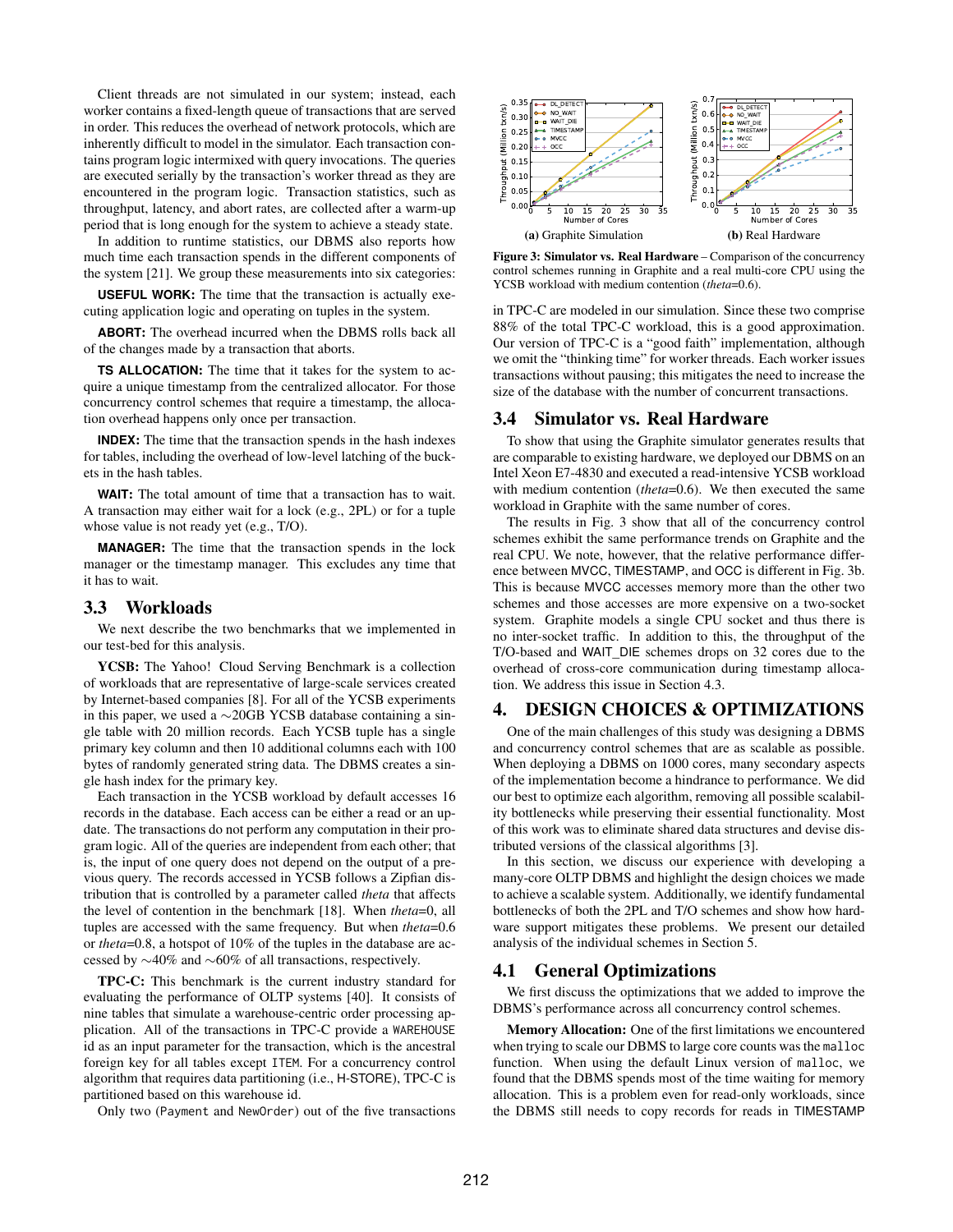Client threads are not simulated in our system; instead, each worker contains a fixed-length queue of transactions that are served in order. This reduces the overhead of network protocols, which are inherently difficult to model in the simulator. Each transaction contains program logic intermixed with query invocations. The queries are executed serially by the transaction's worker thread as they are encountered in the program logic. Transaction statistics, such as throughput, latency, and abort rates, are collected after a warm-up period that is long enough for the system to achieve a steady state.

In addition to runtime statistics, our DBMS also reports how much time each transaction spends in the different components of the system [21]. We group these measurements into six categories:

**USEFUL WORK:** The time that the transaction is actually executing application logic and operating on tuples in the system.

**ABORT:** The overhead incurred when the DBMS rolls back all of the changes made by a transaction that aborts.

**TS ALLOCATION:** The time that it takes for the system to acquire a unique timestamp from the centralized allocator. For those concurrency control schemes that require a timestamp, the allocation overhead happens only once per transaction.

**INDEX:** The time that the transaction spends in the hash indexes for tables, including the overhead of low-level latching of the buckets in the hash tables.

**WAIT:** The total amount of time that a transaction has to wait. A transaction may either wait for a lock (e.g., 2PL) or for a tuple whose value is not ready yet (e.g., T/O).

**MANAGER:** The time that the transaction spends in the lock manager or the timestamp manager. This excludes any time that it has to wait.

## 3.3 Workloads

We next describe the two benchmarks that we implemented in our test-bed for this analysis.

**YCSB:** The Yahoo! Cloud Serving Benchmark is a collection of workloads that are representative of large-scale services created by Internet-based companies [8]. For all of the YCSB experiments in this paper, we used a ∼20GB YCSB database containing a single table with 20 million records. Each YCSB tuple has a single primary key column and then 10 additional columns each with 100 bytes of randomly generated string data. The DBMS creates a single hash index for the primary key.

Each transaction in the YCSB workload by default accesses 16 records in the database. Each access can be either a read or an update. The transactions do not perform any computation in their program logic. All of the queries are independent from each other; that is, the input of one query does not depend on the output of a previous query. The records accessed in YCSB follows a Zipfian distribution that is controlled by a parameter called *theta* that affects the level of contention in the benchmark [18]. When *theta*=0, all tuples are accessed with the same frequency. But when *theta*=0.6 or *theta*=0.8, a hotspot of 10% of the tuples in the database are accessed by ∼40% and ∼60% of all transactions, respectively.

**TPC-C:** This benchmark is the current industry standard for evaluating the performance of OLTP systems [40]. It consists of nine tables that simulate a warehouse-centric order processing application. All of the transactions in TPC-C provide a WAREHOUSE id as an input parameter for the transaction, which is the ancestral foreign key for all tables except ITEM. For a concurrency control algorithm that requires data partitioning (i.e., H-STORE), TPC-C is partitioned based on this warehouse id.

Only two (Payment and NewOrder) out of the five transactions in TPC-C are modeled in our simulation. Since these two comprise 88% of the total TPC-C workload, this is a good approximation. Our version of TPC-C is a "good faith" implementation, although we omit the "thinking time" for worker threads. Each worker issues transactions without pausing; this mitigates the need to increase the size of the database with the number of concurrent transactions.

(a) Graphite Simulation

(b) Real Hardware

**Figure 3: Simulator vs. Real Hardware** – Comparison of the concurrency control schemes running in Graphite and a real multi-core CPU using the YCSB workload with medium contention (*theta*=0.6).

## 3.4 Simulator vs. Real Hardware

To show that using the Graphite simulator generates results that are comparable to existing hardware, we deployed our DBMS on an Intel Xeon E7-4830 and executed a read-intensive YCSB workload with medium contention (*theta*=0.6). We then executed the same workload in Graphite with the same number of cores.

The results in Fig. 3 show that all of the concurrency control schemes exhibit the same performance trends on Graphite and the real CPU. We note, however, that the relative performance difference between MVCC, TIMESTAMP, and OCC is different in Fig. 3b. This is because MVCC accesses memory more than the other two schemes and those accesses are more expensive on a two-socket system. Graphite models a single CPU socket and thus there is no inter-socket traffic. In addition to this, the throughput of the T/O-based and WAIT_DIE schemes drops on 32 cores due to the overhead of cross-core communication during timestamp allocation. We address this issue in Section 4.3.

# 4. DESIGN CHOICES & OPTIMIZATIONS

One of the main challenges of this study was designing a DBMS and concurrency control schemes that are as scalable as possible. When deploying a DBMS on 1000 cores, many secondary aspects of the implementation become a hindrance to performance. We did our best to optimize each algorithm, removing all possible scalability bottlenecks while preserving their essential functionality. Most of this work was to eliminate shared data structures and devise distributed versions of the classical algorithms [3].

In this section, we discuss our experience with developing a many-core OLTP DBMS and highlight the design choices we made to achieve a scalable system. Additionally, we identify fundamental bottlenecks of both the 2PL and T/O schemes and show how hardware support mitigates these problems. We present our detailed analysis of the individual schemes in Section 5.

## 4.1 General Optimizations

We first discuss the optimizations that we added to improve the DBMS's performance across all concurrency control schemes.

**Memory Allocation:** One of the first limitations we encountered when trying to scale our DBMS to large core counts was the malloc function. When using the default Linux version of malloc, we found that the DBMS spends most of the time waiting for memory allocation. This is a problem even for read-only workloads, since the DBMS still needs to copy records for reads in TIMESTAMP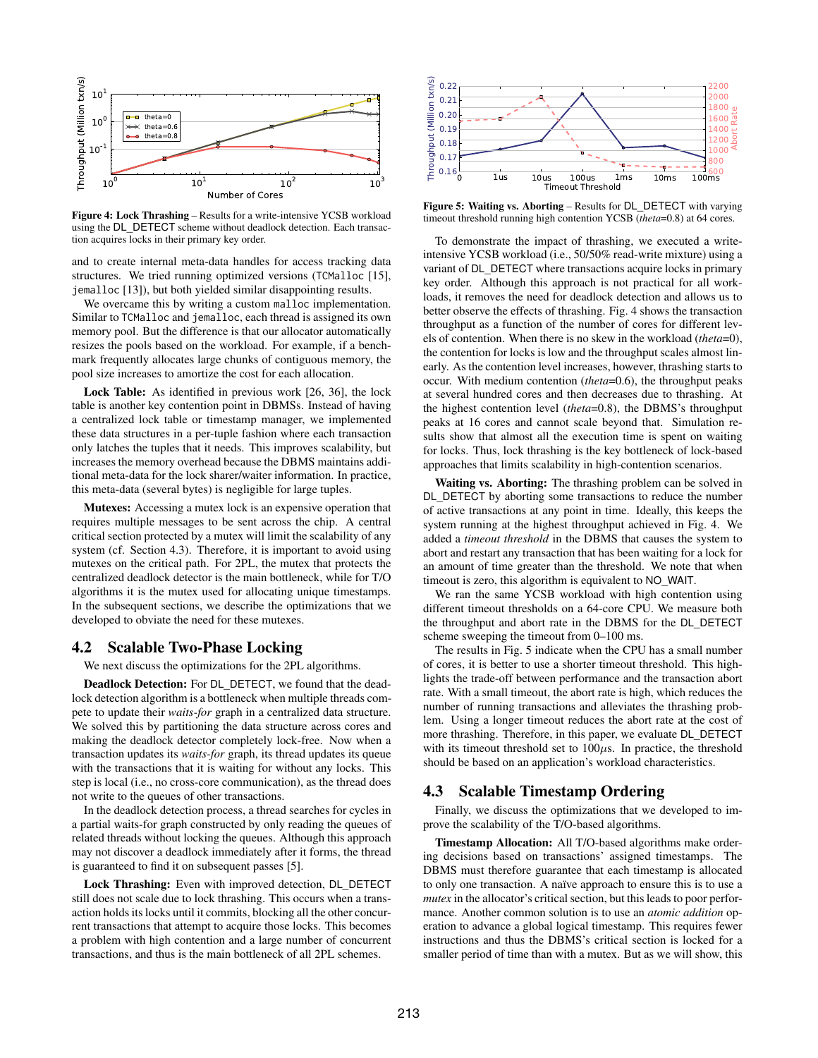Figure 4: **Lock Thrashing** – Results for a write-intensive YCSB workload using the DL_DETECT scheme without deadlock detection. Each transaction acquires locks in their primary key order.

Figure 5: **Waiting vs. Aborting** – Results for DL_DETECT with varying timeout threshold running high contention YCSB (*theta*=0.8) at 64 cores.

and to create internal meta-data handles for access tracking data structures. We tried running optimized versions (TCMalloc [15], jemalloc [13]), but both yielded similar disappointing results.

We overcame this by writing a custom malloc implementation. Similar to TCMalloc and jemalloc, each thread is assigned its own memory pool. But the difference is that our allocator automatically resizes the pools based on the workload. For example, if a benchmark frequently allocates large chunks of contiguous memory, the pool size increases to amortize the cost for each allocation.

**Lock Table:** As identified in previous work [26, 36], the lock table is another key contention point in DBMSs. Instead of having a centralized lock table or timestamp manager, we implemented these data structures in a per-tuple fashion where each transaction only latches the tuples that it needs. This improves scalability, but increases the memory overhead because the DBMS maintains additional meta-data for the lock sharer/waiter information. In practice, this meta-data (several bytes) is negligible for large tuples.

**Mutexes:** Accessing a mutex lock is an expensive operation that requires multiple messages to be sent across the chip. A central critical section protected by a mutex will limit the scalability of any system (cf. Section 4.3). Therefore, it is important to avoid using mutexes on the critical path. For 2PL, the mutex that protects the centralized deadlock detector is the main bottleneck, while for T/O algorithms it is the mutex used for allocating unique timestamps. In the subsequent sections, we describe the optimizations that we developed to obviate the need for these mutexes.

## 4.2 Scalable Two-Phase Locking

We next discuss the optimizations for the 2PL algorithms.

**Deadlock Detection:** For DL_DETECT, we found that the deadlock detection algorithm is a bottleneck when multiple threads compete to update their *waits-for* graph in a centralized data structure. We solved this by partitioning the data structure across cores and making the deadlock detector completely lock-free. Now when a transaction updates its *waits-for* graph, its thread updates its queue with the transactions that it is waiting for without any locks. This step is local (i.e., no cross-core communication), as the thread does not write to the queues of other transactions.

In the deadlock detection process, a thread searches for cycles in a partial waits-for graph constructed by only reading the queues of related threads without locking the queues. Although this approach may not discover a deadlock immediately after it forms, the thread is guaranteed to find it on subsequent passes [5].

**Lock Thrashing:** Even with improved detection, DL_DETECT still does not scale due to lock thrashing. This occurs when a transaction holds its locks until it commits, blocking all the other concurrent transactions that attempt to acquire those locks. This becomes a problem with high contention and a large number of concurrent transactions, and thus is the main bottleneck of all 2PL schemes.

To demonstrate the impact of thrashing, we executed a write-intensive YCSB workload (i.e., 50/50% read-write mixture) using a variant of DL_DETECT where transactions acquire locks in primary key order. Although this approach is not practical for all workloads, it removes the need for deadlock detection and allows us to better observe the effects of thrashing. Fig. 4 shows the transaction throughput as a function of the number of cores for different levels of contention. When there is no skew in the workload (*theta*=0), the contention for locks is low and the throughput scales almost linearly. As the contention level increases, however, thrashing starts to occur. With medium contention (*theta*=0.6), the throughput peaks at several hundred cores and then decreases due to thrashing. At the highest contention level (*theta*=0.8), the DBMS's throughput peaks at 16 cores and cannot scale beyond that. Simulation results show that almost all the execution time is spent on waiting for locks. Thus, lock thrashing is the key bottleneck of lock-based approaches that limits scalability in high-contention scenarios.

**Waiting vs. Aborting:** The thrashing problem can be solved in DL_DETECT by aborting some transactions to reduce the number of active transactions at any point in time. Ideally, this keeps the system running at the highest throughput achieved in Fig. 4. We added a *timeout threshold* in the DBMS that causes the system to abort and restart any transaction that has been waiting for a lock for an amount of time greater than the threshold. We note that when timeout is zero, this algorithm is equivalent to NO_WAIT.

We ran the same YCSB workload with high contention using different timeout thresholds on a 64-core CPU. We measure both the throughput and abort rate in the DBMS for the DL_DETECT scheme sweeping the timeout from 0–100 ms.

The results in Fig. 5 indicate when the CPU has a small number of cores, it is better to use a shorter timeout threshold. This highlights the trade-off between performance and the transaction abort rate. With a small timeout, the abort rate is high, which reduces the number of running transactions and alleviates the thrashing problem. Using a longer timeout reduces the abort rate at the cost of more thrashing. Therefore, in this paper, we evaluate DL_DETECT with its timeout threshold set to 100$\mu$s. In practice, the threshold should be based on an application's workload characteristics.

## 4.3 Scalable Timestamp Ordering

Finally, we discuss the optimizations that we developed to improve the scalability of the T/O-based algorithms.

**Timestamp Allocation:** All T/O-based algorithms make ordering decisions based on transactions' assigned timestamps. The DBMS must therefore guarantee that each timestamp is allocated to only one transaction. A naïve approach to ensure this is to use a *mutex* in the allocator's critical section, but this leads to poor performance. Another common solution is to use an *atomic addition* operation to advance a global logical timestamp. This requires fewer instructions and thus the DBMS's critical section is locked for a smaller period of time than with a mutex. But as we will show, this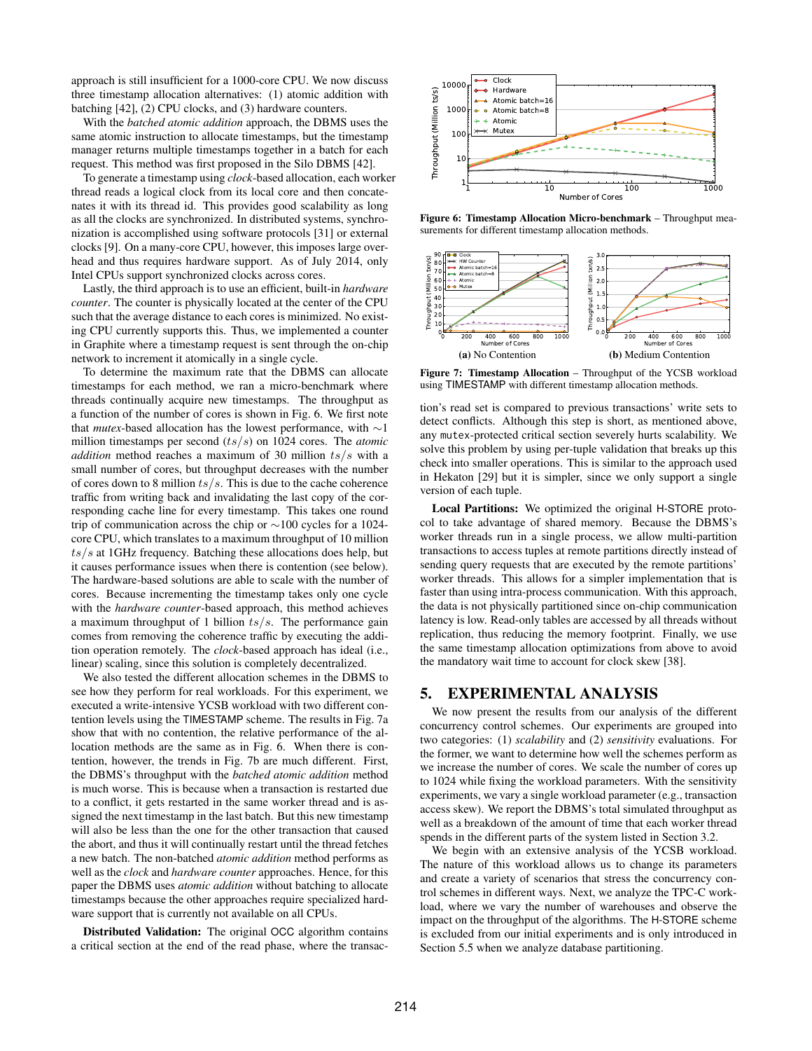approach is still insufficient for a 1000-core CPU. We now discuss three timestamp allocation alternatives: (1) atomic addition with batching [42], (2) CPU clocks, and (3) hardware counters.

With the *batched atomic addition* approach, the DBMS uses the same atomic instruction to allocate timestamps, but the timestamp manager returns multiple timestamps together in a batch for each request. This method was first proposed in the Silo DBMS [42].

To generate a timestamp using *clock*-based allocation, each worker thread reads a logical clock from its local core and then concatenates it with its thread id. This provides good scalability as long as all the clocks are synchronized. In distributed systems, synchronization is accomplished using software protocols [31] or external clocks [9]. On a many-core CPU, however, this imposes large overhead and thus requires hardware support. As of July 2014, only Intel CPUs support synchronized clocks across cores.

Lastly, the third approach is to use an efficient, built-in *hardware counter*. The counter is physically located at the center of the CPU such that the average distance to each cores is minimized. No existing CPU currently supports this. Thus, we implemented a counter in Graphite where a timestamp request is sent through the on-chip network to increment it atomically in a single cycle.

To determine the maximum rate that the DBMS can allocate timestamps for each method, we ran a micro-benchmark where threads continually acquire new timestamps. The throughput as a function of the number of cores is shown in Fig. 6. We first note that *mutex*-based allocation has the lowest performance, with ∼1 million timestamps per second ($ts/s$) on 1024 cores. The *atomic addition* method reaches a maximum of 30 million $ts/s$ with a small number of cores, but throughput decreases with the number of cores down to 8 million $ts/s$. This is due to the cache coherence traffic from writing back and invalidating the last copy of the corresponding cache line for every timestamp. This takes one round trip of communication across the chip or ∼100 cycles for a 1024-core CPU, which translates to a maximum throughput of 10 million $ts/s$ at 1GHz frequency. Batching these allocations does help, but it causes performance issues when there is contention (see below). The hardware-based solutions are able to scale with the number of cores. Because incrementing the timestamp takes only one cycle with the *hardware counter*-based approach, this method achieves a maximum throughput of 1 billion $ts/s$. The performance gain comes from removing the coherence traffic by executing the addition operation remotely. The *clock*-based approach has ideal (i.e., linear) scaling, since this solution is completely decentralized.

We also tested the different allocation schemes in the DBMS to see how they perform for real workloads. For this experiment, we executed a write-intensive YCSB workload with two different contention levels using the TIMESTAMP scheme. The results in Fig. 7a show that with no contention, the relative performance of the allocation methods are the same as in Fig. 6. When there is contention, however, the trends in Fig. 7b are much different. First, the DBMS's throughput with the *batched atomic addition* method is much worse. This is because when a transaction is restarted due to a conflict, it gets restarted in the same worker thread and is assigned the next timestamp in the last batch. But this new timestamp will also be less than the one for the other transaction that caused the abort, and thus it will continually restart until the thread fetches a new batch. The non-batched *atomic addition* method performs as well as the *clock* and *hardware counter* approaches. Hence, for this paper the DBMS uses *atomic addition* without batching to allocate timestamps because the other approaches require specialized hardware support that is currently not available on all CPUs.

**Distributed Validation:** The original OCC algorithm contains a critical section at the end of the read phase, where the transaction's read set is compared to previous transactions' write sets to detect conflicts. Although this step is short, as mentioned above, any mutex-protected critical section severely hurts scalability. We solve this problem by using per-tuple validation that breaks up this check into smaller operations. This is similar to the approach used in Hekaton [29] but it is simpler, since we only support a single version of each tuple.

**Figure 6: Timestamp Allocation Micro-benchmark** – Throughput measurements for different timestamp allocation methods.

(a) No Contention

(b) Medium Contention

**Figure 7: Timestamp Allocation** – Throughput of the YCSB workload using TIMESTAMP with different timestamp allocation methods.

**Local Partitions:** We optimized the original H-STORE protocol to take advantage of shared memory. Because the DBMS's worker threads run in a single process, we allow multi-partition transactions to access tuples at remote partitions directly instead of sending query requests that are executed by the remote partitions' worker threads. This allows for a simpler implementation that is faster than using intra-process communication. With this approach, the data is not physically partitioned since on-chip communication latency is low. Read-only tables are accessed by all threads without replication, thus reducing the memory footprint. Finally, we use the same timestamp allocation optimizations from above to avoid the mandatory wait time to account for clock skew [38].

## 5. EXPERIMENTAL ANALYSIS

We now present the results from our analysis of the different concurrency control schemes. Our experiments are grouped into two categories: (1) *scalability* and (2) *sensitivity* evaluations. For the former, we want to determine how well the schemes perform as we increase the number of cores. We scale the number of cores up to 1024 while fixing the workload parameters. With the sensitivity experiments, we vary a single workload parameter (e.g., transaction access skew). We report the DBMS's total simulated throughput as well as a breakdown of the amount of time that each worker thread spends in the different parts of the system listed in Section 3.2.

We begin with an extensive analysis of the YCSB workload. The nature of this workload allows us to change its parameters and create a variety of scenarios that stress the concurrency control schemes in different ways. Next, we analyze the TPC-C workload, where we vary the number of warehouses and observe the impact on the throughput of the algorithms. The H-STORE scheme is excluded from our initial experiments and is only introduced in Section 5.5 when we analyze database partitioning.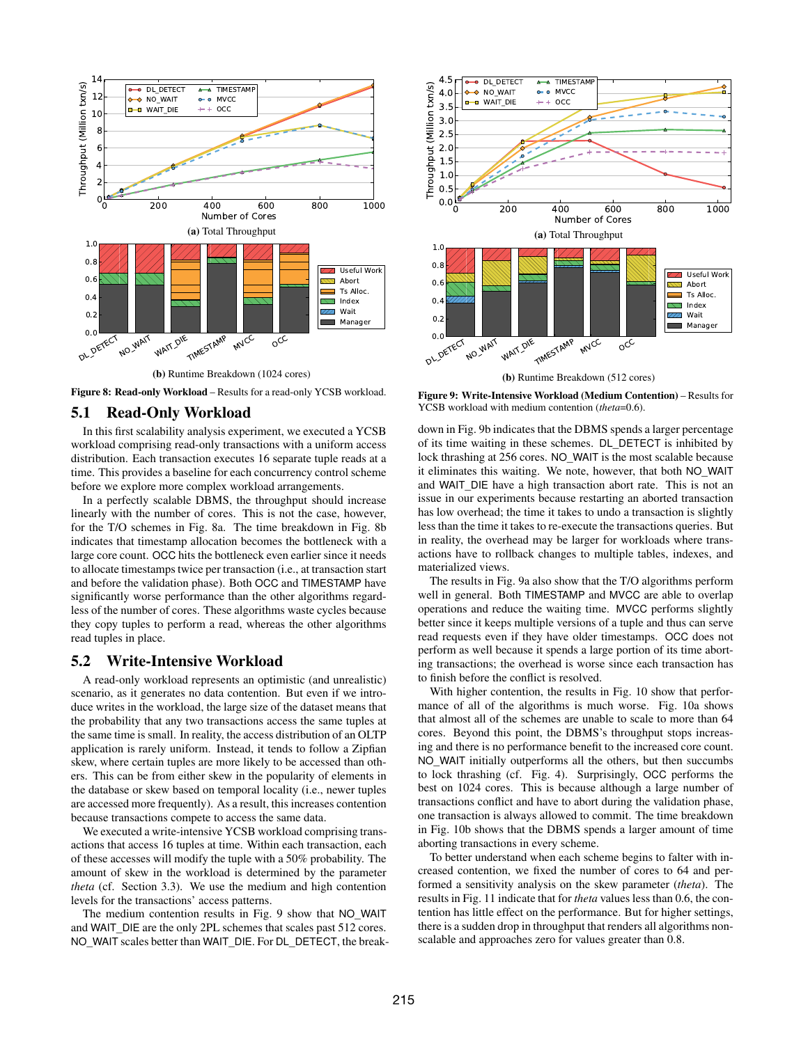(a) Total Throughput

(b) Runtime Breakdown (1024 cores)

**Figure 8: Read-only Workload** – Results for a read-only YCSB workload.

## 5.1 Read-Only Workload

In this first scalability analysis experiment, we executed a YCSB workload comprising read-only transactions with a uniform access distribution. Each transaction executes 16 separate tuple reads at a time. This provides a baseline for each concurrency control scheme before we explore more complex workload arrangements.

In a perfectly scalable DBMS, the throughput should increase linearly with the number of cores. This is not the case, however, for the T/O schemes in Fig. 8a. The time breakdown in Fig. 8b indicates that timestamp allocation becomes the bottleneck with a large core count. OCC hits the bottleneck even earlier since it needs to allocate timestamps twice per transaction (i.e., at transaction start and before the validation phase). Both OCC and TIMESTAMP have significantly worse performance than the other algorithms regardless of the number of cores. These algorithms waste cycles because they copy tuples to perform a read, whereas the other algorithms read tuples in place.

## 5.2 Write-Intensive Workload

A read-only workload represents an optimistic (and unrealistic) scenario, as it generates no data contention. But even if we introduce writes in the workload, the large size of the dataset means that the probability that any two transactions access the same tuples at the same time is small. In reality, the access distribution of an OLTP application is rarely uniform. Instead, it tends to follow a Zipfian skew, where certain tuples are more likely to be accessed than others. This can be from either skew in the popularity of elements in the database or skew based on temporal locality (i.e., newer tuples are accessed more frequently). As a result, this increases contention because transactions compete to access the same data.

We executed a write-intensive YCSB workload comprising transactions that access 16 tuples at time. Within each transaction, each of these accesses will modify the tuple with a 50% probability. The amount of skew in the workload is determined by the parameter *theta* (cf. Section 3.3). We use the medium and high contention levels for the transactions' access patterns.

The medium contention results in Fig. 9 show that NO_WAIT and WAIT_DIE are the only 2PL schemes that scales past 512 cores. NO_WAIT scales better than WAIT_DIE. For DL_DETECT, the breakdown in Fig. 9b indicates that the DBMS spends a larger percentage of its time waiting in these schemes. DL_DETECT is inhibited by lock thrashing at 256 cores. NO_WAIT is the most scalable because it eliminates this waiting. We note, however, that both NO_WAIT and WAIT_DIE have a high transaction abort rate. This is not an issue in our experiments because restarting an aborted transaction has low overhead; the time it takes to undo a transaction is slightly less than the time it takes to re-execute the transactions queries. But in reality, the overhead may be larger for workloads where transactions have to rollback changes to multiple tables, indexes, and materialized views.

(a) Total Throughput

(b) Runtime Breakdown (512 cores)

**Figure 9: Write-Intensive Workload (Medium Contention)** – Results for YCSB workload with medium contention (*theta*=0.6).

The results in Fig. 9a also show that the T/O algorithms perform well in general. Both TIMESTAMP and MVCC are able to overlap operations and reduce the waiting time. MVCC performs slightly better since it keeps multiple versions of a tuple and thus can serve read requests even if they have older timestamps. OCC does not perform as well because it spends a large portion of its time aborting transactions; the overhead is worse since each transaction has to finish before the conflict is resolved.

With higher contention, the results in Fig. 10 show that performance of all of the algorithms is much worse. Fig. 10a shows that almost all of the schemes are unable to scale to more than 64 cores. Beyond this point, the DBMS's throughput stops increasing and there is no performance benefit to the increased core count. NO_WAIT initially outperforms all the others, but then succumbs to lock thrashing (cf. Fig. 4). Surprisingly, OCC performs the best on 1024 cores. This is because although a large number of transactions conflict and have to abort during the validation phase, one transaction is always allowed to commit. The time breakdown in Fig. 10b shows that the DBMS spends a larger amount of time aborting transactions in every scheme.

To better understand when each scheme begins to falter with increased contention, we fixed the number of cores to 64 and performed a sensitivity analysis on the skew parameter (*theta*). The results in Fig. 11 indicate that for *theta* values less than 0.6, the contention has little effect on the performance. But for higher settings, there is a sudden drop in throughput that renders all algorithms non-scalable and approaches zero for values greater than 0.8.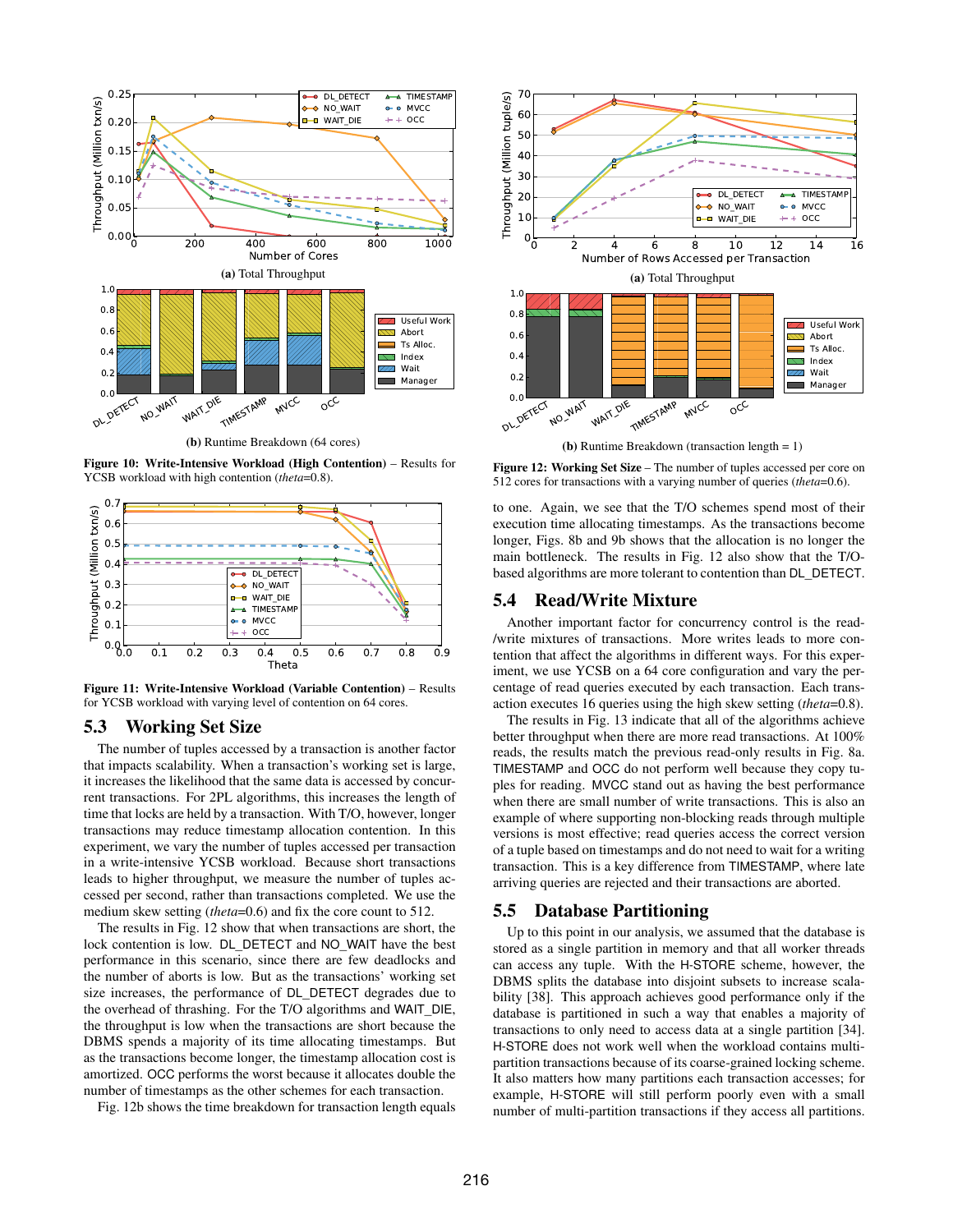(a) Total Throughput

(b) Runtime Breakdown (64 cores)

**Figure 10: Write-Intensive Workload (High Contention)** – Results for YCSB workload with high contention (*theta*=0.8).

**Figure 11: Write-Intensive Workload (Variable Contention)** – Results for YCSB workload with varying level of contention on 64 cores.

## 5.3 Working Set Size

The number of tuples accessed by a transaction is another factor that impacts scalability. When a transaction's working set is large, it increases the likelihood that the same data is accessed by concurrent transactions. For 2PL algorithms, this increases the length of time that locks are held by a transaction. With T/O, however, longer transactions may reduce timestamp allocation contention. In this experiment, we vary the number of tuples accessed per transaction in a write-intensive YCSB workload. Because short transactions leads to higher throughput, we measure the number of tuples accessed per second, rather than transactions completed. We use the medium skew setting (*theta*=0.6) and fix the core count to 512.

The results in Fig. 12 show that when transactions are short, the lock contention is low. DL_DETECT and NO_WAIT have the best performance in this scenario, since there are few deadlocks and the number of aborts is low. But as the transactions' working set size increases, the performance of DL_DETECT degrades due to the overhead of thrashing. For the T/O algorithms and WAIT_DIE, the throughput is low when the transactions are short because the DBMS spends a majority of its time allocating timestamps. But as the transactions become longer, the timestamp allocation cost is amortized. OCC performs the worst because it allocates double the number of timestamps as the other schemes for each transaction.

Fig. 12b shows the time breakdown for transaction length equals to one. Again, we see that the T/O schemes spend most of their execution time allocating timestamps. As the transactions become longer, Figs. 8b and 9b shows that the allocation is no longer the main bottleneck. The results in Fig. 12 also show that the T/O-based algorithms are more tolerant to contention than DL_DETECT.

(a) Total Throughput

(b) Runtime Breakdown (transaction length = 1)

**Figure 12: Working Set Size** – The number of tuples accessed per core on 512 cores for transactions with a varying number of queries (*theta*=0.6).

## 5.4 Read/Write Mixture

Another important factor for concurrency control is the read-/write mixtures of transactions. More writes leads to more contention that affect the algorithms in different ways. For this experiment, we use YCSB on a 64 core configuration and vary the percentage of read queries executed by each transaction. Each transaction executes 16 queries using the high skew setting (*theta*=0.8).

The results in Fig. 13 indicate that all of the algorithms achieve better throughput when there are more read transactions. At 100% reads, the results match the previous read-only results in Fig. 8a. TIMESTAMP and OCC do not perform well because they copy tuples for reading. MVCC stand out as having the best performance when there are small number of write transactions. This is also an example of where supporting non-blocking reads through multiple versions is most effective; read queries access the correct version of a tuple based on timestamps and do not need to wait for a writing transaction. This is a key difference from TIMESTAMP, where late arriving queries are rejected and their transactions are aborted.

## 5.5 Database Partitioning

Up to this point in our analysis, we assumed that the database is stored as a single partition in memory and that all worker threads can access any tuple. With the H-STORE scheme, however, the DBMS splits the database into disjoint subsets to increase scalability [38]. This approach achieves good performance only if the database is partitioned in such a way that enables a majority of transactions to only need to access data at a single partition [34]. H-STORE does not work well when the workload contains multi-partition transactions because of its coarse-grained locking scheme. It also matters how many partitions each transaction accesses; for example, H-STORE will still perform poorly even with a small number of multi-partition transactions if they access all partitions.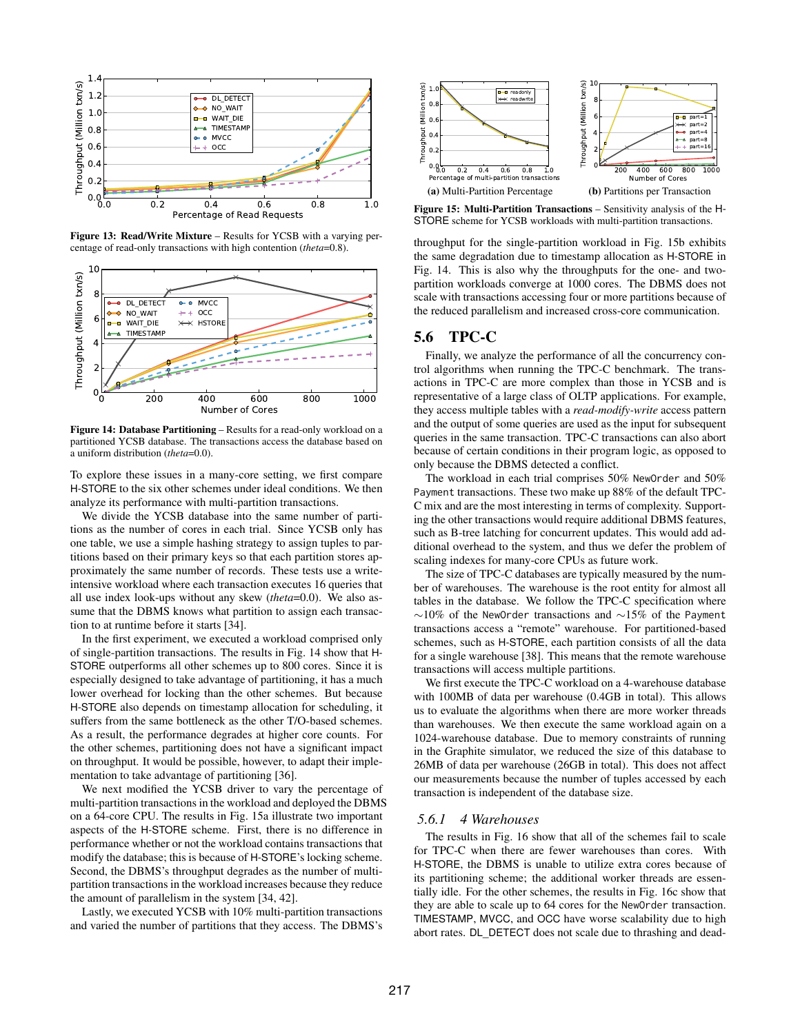**Figure 13: Read/Write Mixture** – Results for YCSB with a varying percentage of read-only transactions with high contention (*theta*=0.8).

**Figure 14: Database Partitioning** – Results for a read-only workload on a partitioned YCSB database. The transactions access the database based on a uniform distribution (*theta*=0.0).

To explore these issues in a many-core setting, we first compare H-STORE to the six other schemes under ideal conditions. We then analyze its performance with multi-partition transactions.

We divide the YCSB database into the same number of partitions as the number of cores in each trial. Since YCSB only has one table, we use a simple hashing strategy to assign tuples to partitions based on their primary keys so that each partition stores approximately the same number of records. These tests use a write-intensive workload where each transaction executes 16 queries that all use index look-ups without any skew (*theta*=0.0). We also assume that the DBMS knows what partition to assign each transaction to at runtime before it starts [34].

In the first experiment, we executed a workload comprised only of single-partition transactions. The results in Fig. 14 show that H-STORE outperforms all other schemes up to 800 cores. Since it is especially designed to take advantage of partitioning, it has a much lower overhead for locking than the other schemes. But because H-STORE also depends on timestamp allocation for scheduling, it suffers from the same bottleneck as the other T/O-based schemes. As a result, the performance degrades at higher core counts. For the other schemes, partitioning does not have a significant impact on throughput. It would be possible, however, to adapt their implementation to take advantage of partitioning [36].

We next modified the YCSB driver to vary the percentage of multi-partition transactions in the workload and deployed the DBMS on a 64-core CPU. The results in Fig. 15a illustrate two important aspects of the H-STORE scheme. First, there is no difference in performance whether or not the workload contains transactions that modify the database; this is because of H-STORE's locking scheme. Second, the DBMS's throughput degrades as the number of multi-partition transactions in the workload increases because they reduce the amount of parallelism in the system [34, 42].

Lastly, we executed YCSB with 10% multi-partition transactions and varied the number of partitions that they access. The DBMS's throughput for the single-partition workload in Fig. 15b exhibits the same degradation due to timestamp allocation as H-STORE in Fig. 14. This is also why the throughputs for the one- and two-partition workloads converge at 1000 cores. The DBMS does not scale with transactions accessing four or more partitions because of the reduced parallelism and increased cross-core communication.

(a) Multi-Partition Percentage

(b) Partitions per Transaction

**Figure 15: Multi-Partition Transactions** – Sensitivity analysis of the H-STORE scheme for YCSB workloads with multi-partition transactions.

## 5.6 TPC-C

Finally, we analyze the performance of all the concurrency control algorithms when running the TPC-C benchmark. The transactions in TPC-C are more complex than those in YCSB and is representative of a large class of OLTP applications. For example, they access multiple tables with a *read-modify-write* access pattern and the output of some queries are used as the input for subsequent queries in the same transaction. TPC-C transactions can also abort because of certain conditions in their program logic, as opposed to only because the DBMS detected a conflict.

The workload in each trial comprises 50% `NewOrder` and 50% `Payment` transactions. These two make up 88% of the default TPC-C mix and are the most interesting in terms of complexity. Supporting the other transactions would require additional DBMS features, such as B-tree latching for concurrent updates. This would add additional overhead to the system, and thus we defer the problem of scaling indexes for many-core CPUs as future work.

The size of TPC-C databases are typically measured by the number of warehouses. The warehouse is the root entity for almost all tables in the database. We follow the TPC-C specification where ∼10% of the `NewOrder` transactions and ∼15% of the `Payment` transactions access a "remote" warehouse. For partitioned-based schemes, such as H-STORE, each partition consists of all the data for a single warehouse [38]. This means that the remote warehouse transactions will access multiple partitions.

We first execute the TPC-C workload on a 4-warehouse database with 100MB of data per warehouse (0.4GB in total). This allows us to evaluate the algorithms when there are more worker threads than warehouses. We then execute the same workload again on a 1024-warehouse database. Due to memory constraints of running in the Graphite simulator, we reduced the size of this database to 26MB of data per warehouse (26GB in total). This does not affect our measurements because the number of tuples accessed by each transaction is independent of the database size.

### 5.6.1 4 Warehouses

The results in Fig. 16 show that all of the schemes fail to scale for TPC-C when there are fewer warehouses than cores. With H-STORE, the DBMS is unable to utilize extra cores because of its partitioning scheme; the additional worker threads are essentially idle. For the other schemes, the results in Fig. 16c show that they are able to scale up to 64 cores for the `NewOrder` transaction. TIMESTAMP, MVCC, and OCC have worse scalability due to high abort rates. DL_DETECT does not scale due to thrashing and dead-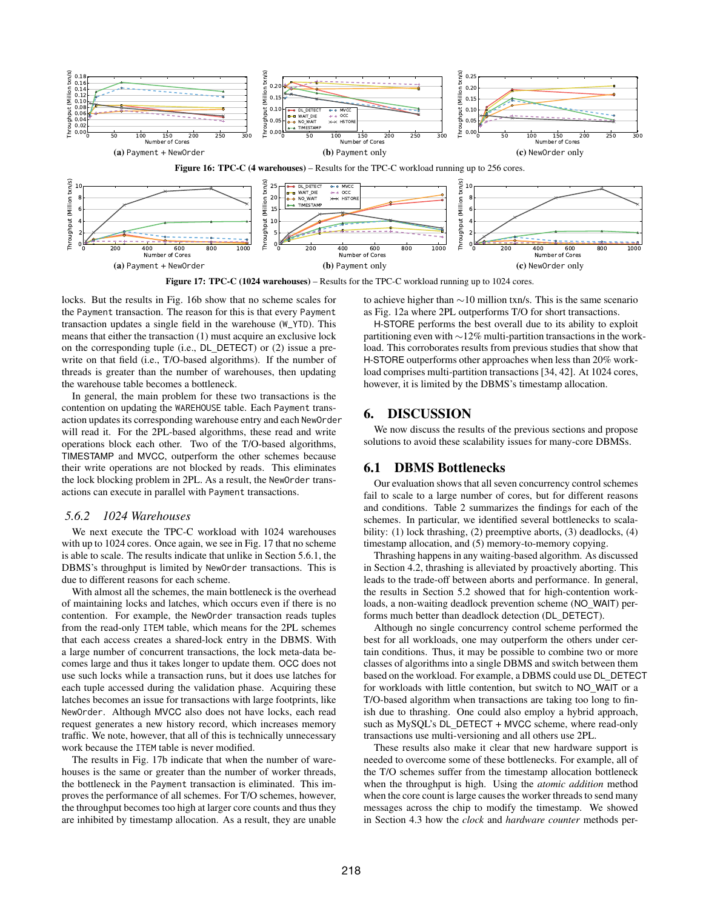**(a)** Payment + NewOrder &nbsp;&nbsp;&nbsp; **(b)** Payment only &nbsp;&nbsp;&nbsp; **(c)** NewOrder only

**Figure 16: TPC-C (4 warehouses)** – Results for the TPC-C workload running up to 256 cores.

**(a)** Payment + NewOrder &nbsp;&nbsp;&nbsp; **(b)** Payment only &nbsp;&nbsp;&nbsp; **(c)** NewOrder only

**Figure 17: TPC-C (1024 warehouses)** – Results for the TPC-C workload running up to 1024 cores.

locks. But the results in Fig. 16b show that no scheme scales for the Payment transaction. The reason for this is that every Payment transaction updates a single field in the warehouse (W_YTD). This means that either the transaction (1) must acquire an exclusive lock on the corresponding tuple (i.e., DL_DETECT) or (2) issue a pre-write on that field (i.e., T/O-based algorithms). If the number of threads is greater than the number of warehouses, then updating the warehouse table becomes a bottleneck.

In general, the main problem for these two transactions is the contention on updating the WAREHOUSE table. Each Payment transaction updates its corresponding warehouse entry and each NewOrder will read it. For the 2PL-based algorithms, these read and write operations block each other. Two of the T/O-based algorithms, TIMESTAMP and MVCC, outperform the other schemes because their write operations are not blocked by reads. This eliminates the lock blocking problem in 2PL. As a result, the NewOrder transactions can execute in parallel with Payment transactions.

### *5.6.2 1024 Warehouses*

We next execute the TPC-C workload with 1024 warehouses with up to 1024 cores. Once again, we see in Fig. 17 that no scheme is able to scale. The results indicate that unlike in Section 5.6.1, the DBMS's throughput is limited by NewOrder transactions. This is due to different reasons for each scheme.

With almost all the schemes, the main bottleneck is the overhead of maintaining locks and latches, which occurs even if there is no contention. For example, the NewOrder transaction reads tuples from the read-only ITEM table, which means for the 2PL schemes that each access creates a shared-lock entry in the DBMS. With a large number of concurrent transactions, the lock meta-data becomes large and thus it takes longer to update them. OCC does not use such locks while a transaction runs, but it does use latches for each tuple accessed during the validation phase. Acquiring these latches becomes an issue for transactions with large footprints, like NewOrder. Although MVCC also does not have locks, each read request generates a new history record, which increases memory traffic. We note, however, that all of this is technically unnecessary work because the ITEM table is never modified.

The results in Fig. 17b indicate that when the number of warehouses is the same or greater than the number of worker threads, the bottleneck in the Payment transaction is eliminated. This improves the performance of all schemes. For T/O schemes, however, the throughput becomes too high at larger core counts and thus they are inhibited by timestamp allocation. As a result, they are unable to achieve higher than ∼10 million txn/s. This is the same scenario as Fig. 12a where 2PL outperforms T/O for short transactions.

H-STORE performs the best overall due to its ability to exploit partitioning even with ∼12% multi-partition transactions in the workload. This corroborates results from previous studies that show that H-STORE outperforms other approaches when less than 20% workload comprises multi-partition transactions [34, 42]. At 1024 cores, however, it is limited by the DBMS's timestamp allocation.

## 6. DISCUSSION

We now discuss the results of the previous sections and propose solutions to avoid these scalability issues for many-core DBMSs.

## 6.1 DBMS Bottlenecks

Our evaluation shows that all seven concurrency control schemes fail to scale to a large number of cores, but for different reasons and conditions. Table 2 summarizes the findings for each of the schemes. In particular, we identified several bottlenecks to scalability: (1) lock thrashing, (2) preemptive aborts, (3) deadlocks, (4) timestamp allocation, and (5) memory-to-memory copying.

Thrashing happens in any waiting-based algorithm. As discussed in Section 4.2, thrashing is alleviated by proactively aborting. This leads to the trade-off between aborts and performance. In general, the results in Section 5.2 showed that for high-contention workloads, a non-waiting deadlock prevention scheme (NO_WAIT) performs much better than deadlock detection (DL_DETECT).

Although no single concurrency control scheme performed the best for all workloads, one may outperform the others under certain conditions. Thus, it may be possible to combine two or more classes of algorithms into a single DBMS and switch between them based on the workload. For example, a DBMS could use DL_DETECT for workloads with little contention, but switch to NO_WAIT or a T/O-based algorithm when transactions are taking too long to finish due to thrashing. One could also employ a hybrid approach, such as MySQL's DL_DETECT + MVCC scheme, where read-only transactions use multi-versioning and all others use 2PL.

These results also make it clear that new hardware support is needed to overcome some of these bottlenecks. For example, all of the T/O schemes suffer from the timestamp allocation bottleneck when the throughput is high. Using the *atomic addition* method when the core count is large causes the worker threads to send many messages across the chip to modify the timestamp. We showed in Section 4.3 how the *clock* and *hardware counter* methods per-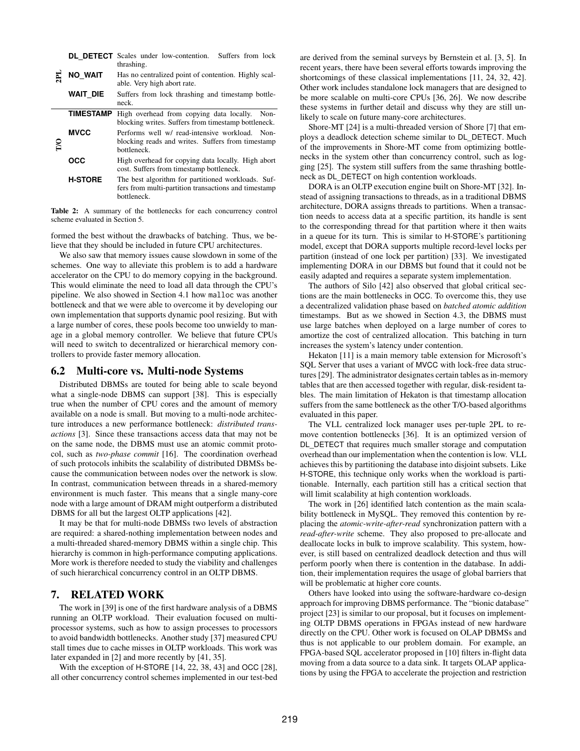| | | |
|---|---|---|
| 2PL | **DL_DETECT** | Scales under low-contention. Suffers from lock thrashing. |
| | **NO_WAIT** | Has no centralized point of contention. Highly scalable. Very high abort rate. |
| | **WAIT_DIE** | Suffers from lock thrashing and timestamp bottleneck. |
| T/O | **TIMESTAMP** | High overhead from copying data locally. Non-blocking writes. Suffers from timestamp bottleneck. |
| | **MVCC** | Performs well w/ read-intensive workload. Non-blocking reads and writes. Suffers from timestamp bottleneck. |
| | **OCC** | High overhead for copying data locally. High abort cost. Suffers from timestamp bottleneck. |
| | **H-STORE** | The best algorithm for partitioned workloads. Suffers from multi-partition transactions and timestamp bottleneck. |

**Table 2:** A summary of the bottlenecks for each concurrency control scheme evaluated in Section 5.

formed the best without the drawbacks of batching. Thus, we believe that they should be included in future CPU architectures.

We also saw that memory issues cause slowdown in some of the schemes. One way to alleviate this problem is to add a hardware accelerator on the CPU to do memory copying in the background. This would eliminate the need to load all data through the CPU's pipeline. We also showed in Section 4.1 how `malloc` was another bottleneck and that we were able to overcome it by developing our own implementation that supports dynamic pool resizing. But with a large number of cores, these pools become too unwieldy to manage in a global memory controller. We believe that future CPUs will need to switch to decentralized or hierarchical memory controllers to provide faster memory allocation.

## 6.2 Multi-core vs. Multi-node Systems

Distributed DBMSs are touted for being able to scale beyond what a single-node DBMS can support [38]. This is especially true when the number of CPU cores and the amount of memory available on a node is small. But moving to a multi-node architecture introduces a new performance bottleneck: *distributed transactions* [3]. Since these transactions access data that may not be on the same node, the DBMS must use an atomic commit protocol, such as *two-phase commit* [16]. The coordination overhead of such protocols inhibits the scalability of distributed DBMSs because the communication between nodes over the network is slow. In contrast, communication between threads in a shared-memory environment is much faster. This means that a single many-core node with a large amount of DRAM might outperform a distributed DBMS for all but the largest OLTP applications [42].

It may be that for multi-node DBMSs two levels of abstraction are required: a shared-nothing implementation between nodes and a multi-threaded shared-memory DBMS within a single chip. This hierarchy is common in high-performance computing applications. More work is therefore needed to study the viability and challenges of such hierarchical concurrency control in an OLTP DBMS.

# 7. RELATED WORK

The work in [39] is one of the first hardware analysis of a DBMS running an OLTP workload. Their evaluation focused on multi-processor systems, such as how to assign processes to processors to avoid bandwidth bottlenecks. Another study [37] measured CPU stall times due to cache misses in OLTP workloads. This work was later expanded in [2] and more recently by [41, 35].

With the exception of H-STORE [14, 22, 38, 43] and OCC [28], all other concurrency control schemes implemented in our test-bed are derived from the seminal surveys by Bernstein et al. [3, 5]. In recent years, there have been several efforts towards improving the shortcomings of these classical implementations [11, 24, 32, 42]. Other work includes standalone lock managers that are designed to be more scalable on multi-core CPUs [36, 26]. We now describe these systems in further detail and discuss why they are still unlikely to scale on future many-core architectures.

Shore-MT [24] is a multi-threaded version of Shore [7] that employs a deadlock detection scheme similar to DL_DETECT. Much of the improvements in Shore-MT come from optimizing bottlenecks in the system other than concurrency control, such as logging [25]. The system still suffers from the same thrashing bottleneck as DL_DETECT on high contention workloads.

DORA is an OLTP execution engine built on Shore-MT [32]. Instead of assigning transactions to threads, as in a traditional DBMS architecture, DORA assigns threads to partitions. When a transaction needs to access data at a specific partition, its handle is sent to the corresponding thread for that partition where it then waits in a queue for its turn. This is similar to H-STORE's partitioning model, except that DORA supports multiple record-level locks per partition (instead of one lock per partition) [33]. We investigated implementing DORA in our DBMS but found that it could not be easily adapted and requires a separate system implementation.

The authors of Silo [42] also observed that global critical sections are the main bottlenecks in OCC. To overcome this, they use a decentralized validation phase based on *batched atomic addition* timestamps. But as we showed in Section 4.3, the DBMS must use large batches when deployed on a large number of cores to amortize the cost of centralized allocation. This batching in turn increases the system's latency under contention.

Hekaton [11] is a main memory table extension for Microsoft's SQL Server that uses a variant of MVCC with lock-free data structures [29]. The administrator designates certain tables as in-memory tables that are then accessed together with regular, disk-resident tables. The main limitation of Hekaton is that timestamp allocation suffers from the same bottleneck as the other T/O-based algorithms evaluated in this paper.

The VLL centralized lock manager uses per-tuple 2PL to remove contention bottlenecks [36]. It is an optimized version of DL_DETECT that requires much smaller storage and computation overhead than our implementation when the contention is low. VLL achieves this by partitioning the database into disjoint subsets. Like H-STORE, this technique only works when the workload is partitionable. Internally, each partition still has a critical section that will limit scalability at high contention workloads.

The work in [26] identified latch contention as the main scalability bottleneck in MySQL. They removed this contention by replacing the *atomic-write-after-read* synchronization pattern with a *read-after-write* scheme. They also proposed to pre-allocate and deallocate locks in bulk to improve scalability. This system, however, is still based on centralized deadlock detection and thus will perform poorly when there is contention in the database. In addition, their implementation requires the usage of global barriers that will be problematic at higher core counts.

Others have looked into using the software-hardware co-design approach for improving DBMS performance. The "bionic database" project [23] is similar to our proposal, but it focuses on implementing OLTP DBMS operations in FPGAs instead of new hardware directly on the CPU. Other work is focused on OLAP DBMSs and thus is not applicable to our problem domain. For example, an FPGA-based SQL accelerator proposed in [10] filters in-flight data moving from a data source to a data sink. It targets OLAP applications by using the FPGA to accelerate the projection and restriction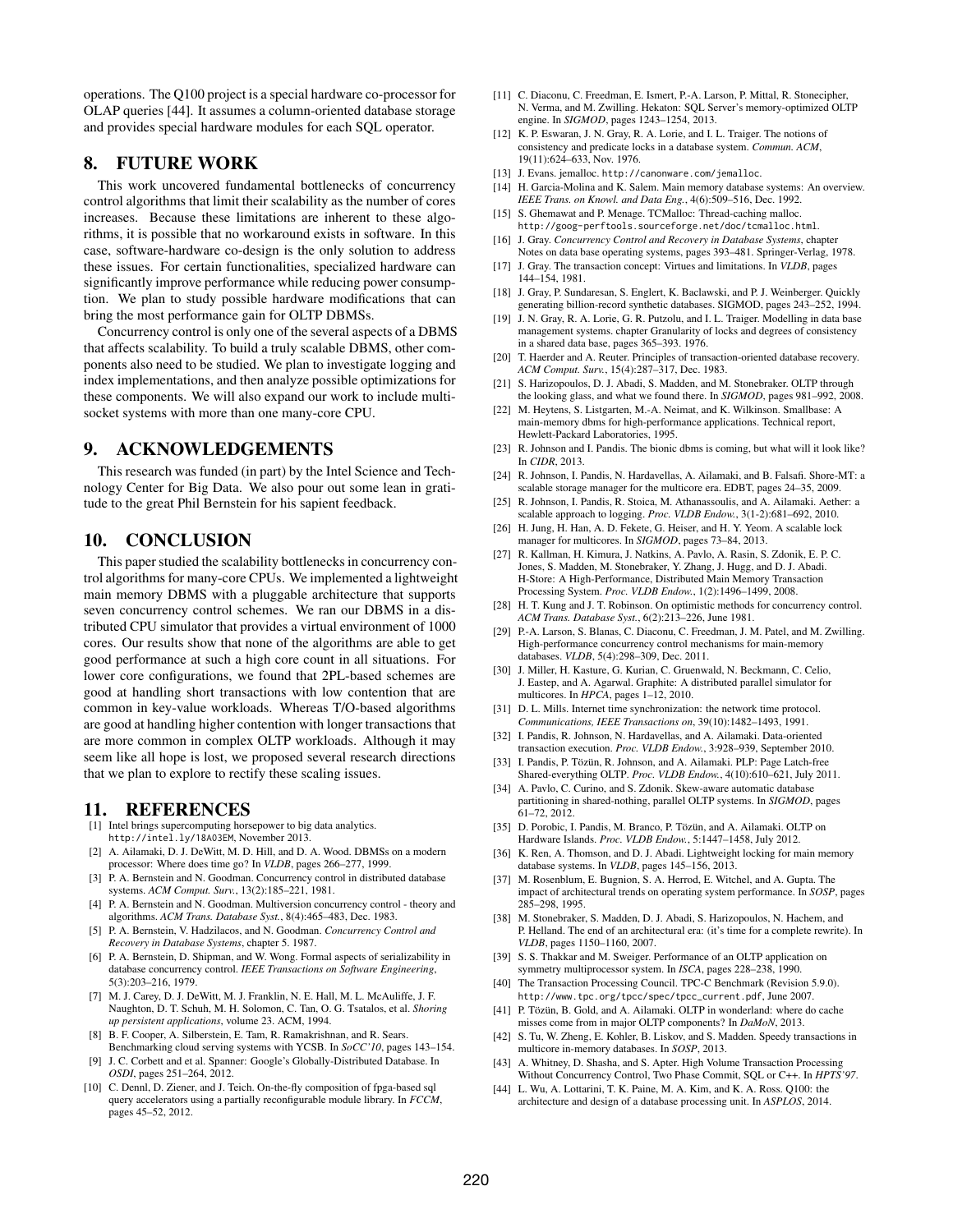operations. The Q100 project is a special hardware co-processor for OLAP queries [44]. It assumes a column-oriented database storage and provides special hardware modules for each SQL operator.

## 8. FUTURE WORK

This work uncovered fundamental bottlenecks of concurrency control algorithms that limit their scalability as the number of cores increases. Because these limitations are inherent to these algorithms, it is possible that no workaround exists in software. In this case, software-hardware co-design is the only solution to address these issues. For certain functionalities, specialized hardware can significantly improve performance while reducing power consumption. We plan to study possible hardware modifications that can bring the most performance gain for OLTP DBMSs.

Concurrency control is only one of the several aspects of a DBMS that affects scalability. To build a truly scalable DBMS, other components also need to be studied. We plan to investigate logging and index implementations, and then analyze possible optimizations for these components. We will also expand our work to include multi-socket systems with more than one many-core CPU.

## 9. ACKNOWLEDGEMENTS

This research was funded (in part) by the Intel Science and Technology Center for Big Data. We also pour out some lean in gratitude to the great Phil Bernstein for his sapient feedback.

## 10. CONCLUSION

This paper studied the scalability bottlenecks in concurrency control algorithms for many-core CPUs. We implemented a lightweight main memory DBMS with a pluggable architecture that supports seven concurrency control schemes. We ran our DBMS in a distributed CPU simulator that provides a virtual environment of 1000 cores. Our results show that none of the algorithms are able to get good performance at such a high core count in all situations. For lower core configurations, we found that 2PL-based schemes are good at handling short transactions with low contention that are common in key-value workloads. Whereas T/O-based algorithms are good at handling higher contention with longer transactions that are more common in complex OLTP workloads. Although it may seem like all hope is lost, we proposed several research directions that we plan to explore to rectify these scaling issues.

## 11. REFERENCES

[1] Intel brings supercomputing horsepower to big data analytics. http://intel.ly/18A03EM, November 2013.

[2] A. Ailamaki, D. J. DeWitt, M. D. Hill, and D. A. Wood. DBMSs on a modern processor: Where does time go? In *VLDB*, pages 266–277, 1999.

[3] P. A. Bernstein and N. Goodman. Concurrency control in distributed database systems. *ACM Comput. Surv.*, 13(2):185–221, 1981.

[4] P. A. Bernstein and N. Goodman. Multiversion concurrency control - theory and algorithms. *ACM Trans. Database Syst.*, 8(4):465–483, Dec. 1983.

[5] P. A. Bernstein, V. Hadzilacos, and N. Goodman. *Concurrency Control and Recovery in Database Systems*, chapter 5. 1987.

[6] P. A. Bernstein, D. Shipman, and W. Wong. Formal aspects of serializability in database concurrency control. *IEEE Transactions on Software Engineering*, 5(3):203–216, 1979.

[7] M. J. Carey, D. J. DeWitt, M. J. Franklin, N. E. Hall, M. L. McAuliffe, J. F. Naughton, D. T. Schuh, M. H. Solomon, C. Tan, O. G. Tsatalos, et al. *Shoring up persistent applications*, volume 23. ACM, 1994.

[8] B. F. Cooper, A. Silberstein, E. Tam, R. Ramakrishnan, and R. Sears. Benchmarking cloud serving systems with YCSB. In *SoCC'10*, pages 143–154.

[9] J. C. Corbett and et al. Spanner: Google's Globally-Distributed Database. In *OSDI*, pages 251–264, 2012.

[10] C. Dennl, D. Ziener, and J. Teich. On-the-fly composition of fpga-based sql query accelerators using a partially reconfigurable module library. In *FCCM*, pages 45–52, 2012.

[11] C. Diaconu, C. Freedman, E. Ismert, P.-A. Larson, P. Mittal, R. Stonecipher, N. Verma, and M. Zwilling. Hekaton: SQL Server's memory-optimized OLTP engine. In *SIGMOD*, pages 1243–1254, 2013.

[12] K. P. Eswaran, J. N. Gray, R. A. Lorie, and I. L. Traiger. The notions of consistency and predicate locks in a database system. *Commun. ACM*, 19(11):624–633, Nov. 1976.

[13] J. Evans. jemalloc. http://canonware.com/jemalloc.

[14] H. Garcia-Molina and K. Salem. Main memory database systems: An overview. *IEEE Trans. on Knowl. and Data Eng.*, 4(6):509–516, Dec. 1992.

[15] S. Ghemawat and P. Menage. TCMalloc: Thread-caching malloc. http://goog-perftools.sourceforge.net/doc/tcmalloc.html.

[16] J. Gray. *Concurrency Control and Recovery in Database Systems*, chapter Notes on data base operating systems, pages 393–481. Springer-Verlag, 1978.

[17] J. Gray. The transaction concept: Virtues and limitations. In *VLDB*, pages 144–154, 1981.

[18] J. Gray, P. Sundaresan, S. Englert, K. Baclawski, and P. J. Weinberger. Quickly generating billion-record synthetic databases. SIGMOD, pages 243–252, 1994.

[19] J. N. Gray, R. A. Lorie, G. R. Putzolu, and I. L. Traiger. Modelling in data base management systems. chapter Granularity of locks and degrees of consistency in a shared data base, pages 365–393. 1976.

[20] T. Haerder and A. Reuter. Principles of transaction-oriented database recovery. *ACM Comput. Surv.*, 15(4):287–317, Dec. 1983.

[21] S. Harizopoulos, D. J. Abadi, S. Madden, and M. Stonebraker. OLTP through the looking glass, and what we found there. In *SIGMOD*, pages 981–992, 2008.

[22] M. Heytens, S. Listgarten, M.-A. Neimat, and K. Wilkinson. Smallbase: A main-memory dbms for high-performance applications. Technical report, Hewlett-Packard Laboratories, 1995.

[23] R. Johnson and I. Pandis. The bionic dbms is coming, but what will it look like? In *CIDR*, 2013.

[24] R. Johnson, I. Pandis, N. Hardavellas, A. Ailamaki, and B. Falsafi. Shore-MT: a scalable storage manager for the multicore era. EDBT, pages 24–35, 2009.

[25] R. Johnson, I. Pandis, R. Stoica, M. Athanassoulis, and A. Ailamaki. Aether: a scalable approach to logging. *Proc. VLDB Endow.*, 3(1-2):681–692, 2010.

[26] H. Jung, H. Han, A. D. Fekete, G. Heiser, and H. Y. Yeom. A scalable lock manager for multicores. In *SIGMOD*, pages 73–84, 2013.

[27] R. Kallman, H. Kimura, J. Natkins, A. Pavlo, A. Rasin, S. Zdonik, E. P. C. Jones, S. Madden, M. Stonebraker, Y. Zhang, J. Hugg, and D. J. Abadi. H-Store: A High-Performance, Distributed Main Memory Transaction Processing System. *Proc. VLDB Endow.*, 1(2):1496–1499, 2008.

[28] H. T. Kung and J. T. Robinson. On optimistic methods for concurrency control. *ACM Trans. Database Syst.*, 6(2):213–226, June 1981.

[29] P.-A. Larson, S. Blanas, C. Diaconu, C. Freedman, J. M. Patel, and M. Zwilling. High-performance concurrency control mechanisms for main-memory databases. *VLDB*, 5(4):298–309, Dec. 2011.

[30] J. Miller, H. Kasture, G. Kurian, C. Gruenwald, N. Beckmann, C. Celio, J. Eastep, and A. Agarwal. Graphite: A distributed parallel simulator for multicores. In *HPCA*, pages 1–12, 2010.

[31] D. L. Mills. Internet time synchronization: the network time protocol. *Communications, IEEE Transactions on*, 39(10):1482–1493, 1991.

[32] I. Pandis, R. Johnson, N. Hardavellas, and A. Ailamaki. Data-oriented transaction execution. *Proc. VLDB Endow.*, 3:928–939, September 2010.

[33] I. Pandis, P. Tözün, R. Johnson, and A. Ailamaki. PLP: Page Latch-free Shared-everything OLTP. *Proc. VLDB Endow.*, 4(10):610–621, July 2011.

[34] A. Pavlo, C. Curino, and S. Zdonik. Skew-aware automatic database partitioning in shared-nothing, parallel OLTP systems. In *SIGMOD*, pages 61–72, 2012.

[35] D. Porobic, I. Pandis, M. Branco, P. Tözün, and A. Ailamaki. OLTP on Hardware Islands. *Proc. VLDB Endow.*, 5:1447–1458, July 2012.

[36] K. Ren, A. Thomson, and D. J. Abadi. Lightweight locking for main memory database systems. In *VLDB*, pages 145–156, 2013.

[37] M. Rosenblum, E. Bugnion, S. A. Herrod, E. Witchel, and A. Gupta. The impact of architectural trends on operating system performance. In *SOSP*, pages 285–298, 1995.

[38] M. Stonebraker, S. Madden, D. J. Abadi, S. Harizopoulos, N. Hachem, and P. Helland. The end of an architectural era: (it's time for a complete rewrite). In *VLDB*, pages 1150–1160, 2007.

[39] S. S. Thakkar and M. Sweiger. Performance of an OLTP application on symmetry multiprocessor system. In *ISCA*, pages 228–238, 1990.

[40] The Transaction Processing Council. TPC-C Benchmark (Revision 5.9.0). http://www.tpc.org/tpcc/spec/tpcc_current.pdf, June 2007.

[41] P. Tözün, B. Gold, and A. Ailamaki. OLTP in wonderland: where do cache misses come from in major OLTP components? In *DaMoN*, 2013.

[42] S. Tu, W. Zheng, E. Kohler, B. Liskov, and S. Madden. Speedy transactions in multicore in-memory databases. In *SOSP*, 2013.

[43] A. Whitney, D. Shasha, and S. Apter. High Volume Transaction Processing Without Concurrency Control, Two Phase Commit, SQL or C++. In *HPTS'97*.

[44] L. Wu, A. Lottarini, T. K. Paine, M. A. Kim, and K. A. Ross. Q100: the architecture and design of a database processing unit. In *ASPLOS*, 2014.